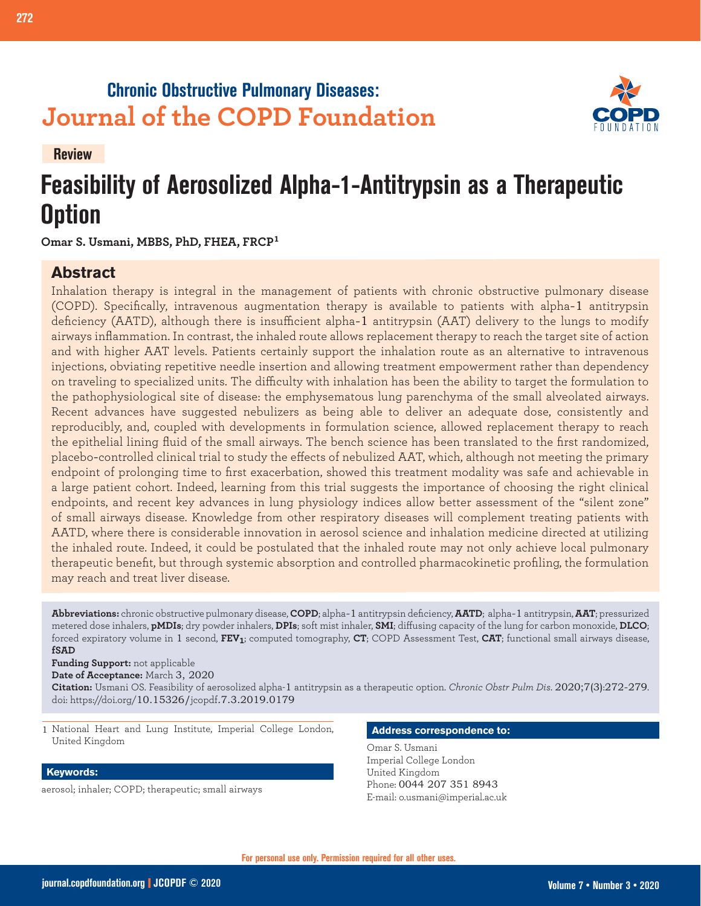Chronic Obstructive Pulmonary Diseases:
Journal of the COPD Foundation

Review

# Feasibility of Aerosolized Alpha-1-Antitrypsin as a Therapeutic Option

**Omar S. Usmani, MBBS, PhD, FHEA, FRCP**[1]

## Abstract

Inhalation therapy is integral in the management of patients with chronic obstructive pulmonary disease (COPD). Specifically, intravenous augmentation therapy is available to patients with alpha-1 antitrypsin deficiency (AATD), although there is insufficient alpha-1 antitrypsin (AAT) delivery to the lungs to modify airways inflammation. In contrast, the inhaled route allows replacement therapy to reach the target site of action and with higher AAT levels. Patients certainly support the inhalation route as an alternative to intravenous injections, obviating repetitive needle insertion and allowing treatment empowerment rather than dependency on traveling to specialized units. The difficulty with inhalation has been the ability to target the formulation to the pathophysiological site of disease: the emphysematous lung parenchyma of the small alveolated airways. Recent advances have suggested nebulizers as being able to deliver an adequate dose, consistently and reproducibly, and, coupled with developments in formulation science, allowed replacement therapy to reach the epithelial lining fluid of the small airways. The bench science has been translated to the first randomized, placebo-controlled clinical trial to study the effects of nebulized AAT, which, although not meeting the primary endpoint of prolonging time to first exacerbation, showed this treatment modality was safe and achievable in a large patient cohort. Indeed, learning from this trial suggests the importance of choosing the right clinical endpoints, and recent key advances in lung physiology indices allow better assessment of the "silent zone" of small airways disease. Knowledge from other respiratory diseases will complement treating patients with AATD, where there is considerable innovation in aerosol science and inhalation medicine directed at utilizing the inhaled route. Indeed, it could be postulated that the inhaled route may not only achieve local pulmonary therapeutic benefit, but through systemic absorption and controlled pharmacokinetic profiling, the formulation may reach and treat liver disease.

**Abbreviations:** chronic obstructive pulmonary disease, **COPD**; alpha-1 antitrypsin deficiency, **AATD**; alpha-1 antitrypsin, **AAT**; pressurized metered dose inhalers, **pMDIs**; dry powder inhalers, **DPIs**; soft mist inhaler, **SMI**; diffusing capacity of the lung for carbon monoxide, **DLCO**; forced expiratory volume in 1 second, **$FEV_1$**; computed tomography, **CT**; COPD Assessment Test, **CAT**; functional small airways disease, **fSAD**

**Funding Support:** not applicable

**Date of Acceptance:** March 3, 2020

**Citation:** Usmani OS. Feasibility of aerosolized alpha-1 antitrypsin as a therapeutic option. *Chronic Obstr Pulm Dis*. 2020;7(3):272-279. doi: https://doi.org/10.15326/jcopdf.7.3.2019.0179

1 National Heart and Lung Institute, Imperial College London, United Kingdom

**Keywords:**

aerosol; inhaler; COPD; therapeutic; small airways

**Address correspondence to:**

Omar S. Usmani
Imperial College London
United Kingdom
Phone: 0044 207 351 8943
E-mail: o.usmani@imperial.ac.uk

For personal use only. Permission required for all other uses.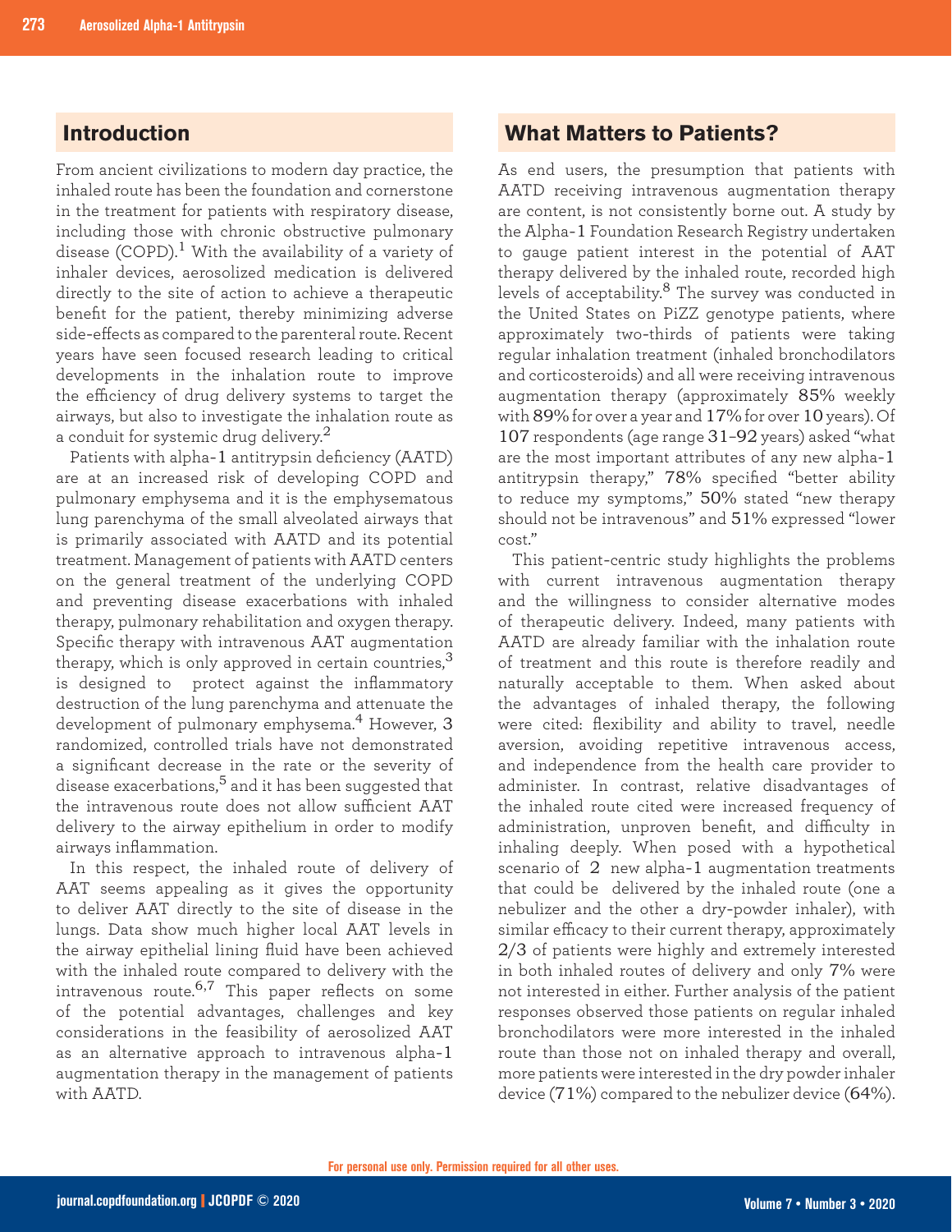## Introduction

From ancient civilizations to modern day practice, the inhaled route has been the foundation and cornerstone in the treatment for patients with respiratory disease, including those with chronic obstructive pulmonary disease (COPD).[1] With the availability of a variety of inhaler devices, aerosolized medication is delivered directly to the site of action to achieve a therapeutic benefit for the patient, thereby minimizing adverse side-effects as compared to the parenteral route. Recent years have seen focused research leading to critical developments in the inhalation route to improve the efficiency of drug delivery systems to target the airways, but also to investigate the inhalation route as a conduit for systemic drug delivery.[2]

Patients with alpha-1 antitrypsin deficiency (AATD) are at an increased risk of developing COPD and pulmonary emphysema and it is the emphysematous lung parenchyma of the small alveolated airways that is primarily associated with AATD and its potential treatment. Management of patients with AATD centers on the general treatment of the underlying COPD and preventing disease exacerbations with inhaled therapy, pulmonary rehabilitation and oxygen therapy. Specific therapy with intravenous AAT augmentation therapy, which is only approved in certain countries,[3] is designed to protect against the inflammatory destruction of the lung parenchyma and attenuate the development of pulmonary emphysema.[4] However, 3 randomized, controlled trials have not demonstrated a significant decrease in the rate or the severity of disease exacerbations,[5] and it has been suggested that the intravenous route does not allow sufficient AAT delivery to the airway epithelium in order to modify airways inflammation.

In this respect, the inhaled route of delivery of AAT seems appealing as it gives the opportunity to deliver AAT directly to the site of disease in the lungs. Data show much higher local AAT levels in the airway epithelial lining fluid have been achieved with the inhaled route compared to delivery with the intravenous route.[6,7] This paper reflects on some of the potential advantages, challenges and key considerations in the feasibility of aerosolized AAT as an alternative approach to intravenous alpha-1 augmentation therapy in the management of patients with AATD.

## What Matters to Patients?

As end users, the presumption that patients with AATD receiving intravenous augmentation therapy are content, is not consistently borne out. A study by the Alpha-1 Foundation Research Registry undertaken to gauge patient interest in the potential of AAT therapy delivered by the inhaled route, recorded high levels of acceptability.[8] The survey was conducted in the United States on PiZZ genotype patients, where approximately two-thirds of patients were taking regular inhalation treatment (inhaled bronchodilators and corticosteroids) and all were receiving intravenous augmentation therapy (approximately 85% weekly with 89% for over a year and 17% for over 10 years). Of 107 respondents (age range 31–92 years) asked "what are the most important attributes of any new alpha-1 antitrypsin therapy," 78% specified "better ability to reduce my symptoms," 50% stated "new therapy should not be intravenous" and 51% expressed "lower cost."

This patient-centric study highlights the problems with current intravenous augmentation therapy and the willingness to consider alternative modes of therapeutic delivery. Indeed, many patients with AATD are already familiar with the inhalation route of treatment and this route is therefore readily and naturally acceptable to them. When asked about the advantages of inhaled therapy, the following were cited: flexibility and ability to travel, needle aversion, avoiding repetitive intravenous access, and independence from the health care provider to administer. In contrast, relative disadvantages of the inhaled route cited were increased frequency of administration, unproven benefit, and difficulty in inhaling deeply. When posed with a hypothetical scenario of 2 new alpha-1 augmentation treatments that could be delivered by the inhaled route (one a nebulizer and the other a dry-powder inhaler), with similar efficacy to their current therapy, approximately 2/3 of patients were highly and extremely interested in both inhaled routes of delivery and only 7% were not interested in either. Further analysis of the patient responses observed those patients on regular inhaled bronchodilators were more interested in the inhaled route than those not on inhaled therapy and overall, more patients were interested in the dry powder inhaler device (71%) compared to the nebulizer device (64%).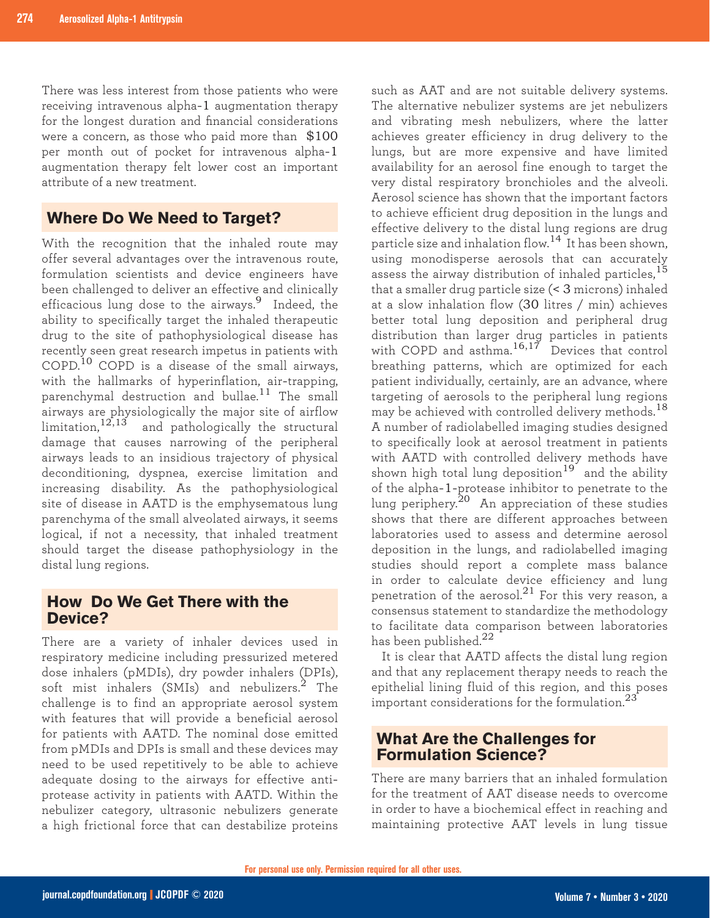There was less interest from those patients who were receiving intravenous alpha-1 augmentation therapy for the longest duration and financial considerations were a concern, as those who paid more than $100 per month out of pocket for intravenous alpha-1 augmentation therapy felt lower cost an important attribute of a new treatment.

## Where Do We Need to Target?

With the recognition that the inhaled route may offer several advantages over the intravenous route, formulation scientists and device engineers have been challenged to deliver an effective and clinically efficacious lung dose to the airways.[9] Indeed, the ability to specifically target the inhaled therapeutic drug to the site of pathophysiological disease has recently seen great research impetus in patients with COPD.[10] COPD is a disease of the small airways, with the hallmarks of hyperinflation, air-trapping, parenchymal destruction and bullae.[11] The small airways are physiologically the major site of airflow limitation,[12,13] and pathologically the structural damage that causes narrowing of the peripheral airways leads to an insidious trajectory of physical deconditioning, dyspnea, exercise limitation and increasing disability. As the pathophysiological site of disease in AATD is the emphysematous lung parenchyma of the small alveolated airways, it seems logical, if not a necessity, that inhaled treatment should target the disease pathophysiology in the distal lung regions.

## How Do We Get There with the Device?

There are a variety of inhaler devices used in respiratory medicine including pressurized metered dose inhalers (pMDIs), dry powder inhalers (DPIs), soft mist inhalers (SMIs) and nebulizers.[2] The challenge is to find an appropriate aerosol system with features that will provide a beneficial aerosol for patients with AATD. The nominal dose emitted from pMDIs and DPIs is small and these devices may need to be used repetitively to be able to achieve adequate dosing to the airways for effective anti-protease activity in patients with AATD. Within the nebulizer category, ultrasonic nebulizers generate a high frictional force that can destabilize proteins such as AAT and are not suitable delivery systems. The alternative nebulizer systems are jet nebulizers and vibrating mesh nebulizers, where the latter achieves greater efficiency in drug delivery to the lungs, but are more expensive and have limited availability for an aerosol fine enough to target the very distal respiratory bronchioles and the alveoli. Aerosol science has shown that the important factors to achieve efficient drug deposition in the lungs and effective delivery to the distal lung regions are drug particle size and inhalation flow.[14] It has been shown, using monodisperse aerosols that can accurately assess the airway distribution of inhaled particles,[15] that a smaller drug particle size (< 3 microns) inhaled at a slow inhalation flow (30 litres / min) achieves better total lung deposition and peripheral drug distribution than larger drug particles in patients with COPD and asthma.[16,17] Devices that control breathing patterns, which are optimized for each patient individually, certainly, are an advance, where targeting of aerosols to the peripheral lung regions may be achieved with controlled delivery methods.[18] A number of radiolabelled imaging studies designed to specifically look at aerosol treatment in patients with AATD with controlled delivery methods have shown high total lung deposition[19] and the ability of the alpha-1-protease inhibitor to penetrate to the lung periphery.[20] An appreciation of these studies shows that there are different approaches between laboratories used to assess and determine aerosol deposition in the lungs, and radiolabelled imaging studies should report a complete mass balance in order to calculate device efficiency and lung penetration of the aerosol.[21] For this very reason, a consensus statement to standardize the methodology to facilitate data comparison between laboratories has been published.[22]

It is clear that AATD affects the distal lung region and that any replacement therapy needs to reach the epithelial lining fluid of this region, and this poses important considerations for the formulation.[23]

## What Are the Challenges for Formulation Science?

There are many barriers that an inhaled formulation for the treatment of AAT disease needs to overcome in order to have a biochemical effect in reaching and maintaining protective AAT levels in lung tissue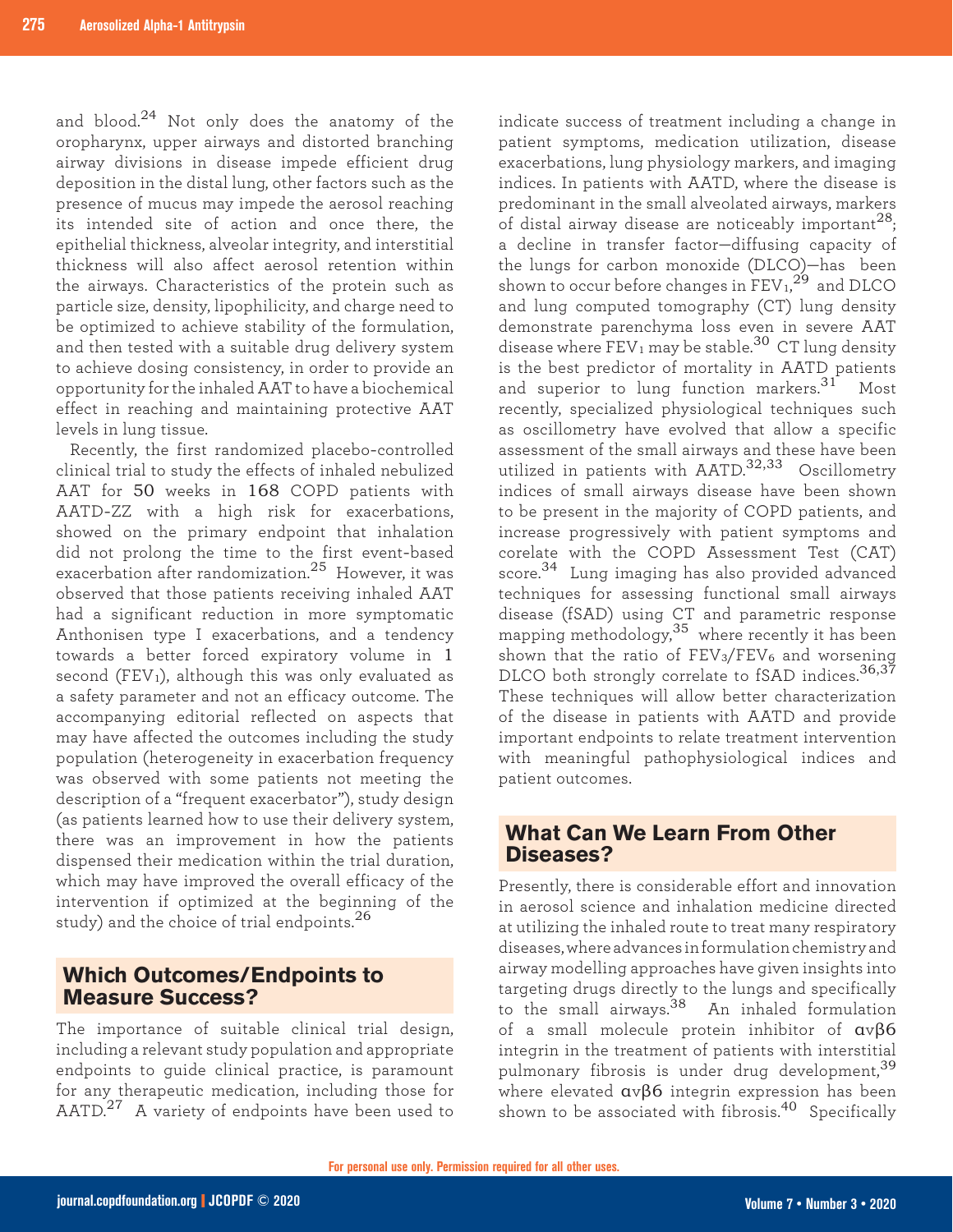and blood.[24] Not only does the anatomy of the oropharynx, upper airways and distorted branching airway divisions in disease impede efficient drug deposition in the distal lung, other factors such as the presence of mucus may impede the aerosol reaching its intended site of action and once there, the epithelial thickness, alveolar integrity, and interstitial thickness will also affect aerosol retention within the airways. Characteristics of the protein such as particle size, density, lipophilicity, and charge need to be optimized to achieve stability of the formulation, and then tested with a suitable drug delivery system to achieve dosing consistency, in order to provide an opportunity for the inhaled AAT to have a biochemical effect in reaching and maintaining protective AAT levels in lung tissue.

Recently, the first randomized placebo-controlled clinical trial to study the effects of inhaled nebulized AAT for 50 weeks in 168 COPD patients with AATD-ZZ with a high risk for exacerbations, showed on the primary endpoint that inhalation did not prolong the time to the first event-based exacerbation after randomization.[25] However, it was observed that those patients receiving inhaled AAT had a significant reduction in more symptomatic Anthonisen type I exacerbations, and a tendency towards a better forced expiratory volume in 1 second ($FEV_1$), although this was only evaluated as a safety parameter and not an efficacy outcome. The accompanying editorial reflected on aspects that may have affected the outcomes including the study population (heterogeneity in exacerbation frequency was observed with some patients not meeting the description of a "frequent exacerbator"), study design (as patients learned how to use their delivery system, there was an improvement in how the patients dispensed their medication within the trial duration, which may have improved the overall efficacy of the intervention if optimized at the beginning of the study) and the choice of trial endpoints.[26]

## Which Outcomes/Endpoints to Measure Success?

The importance of suitable clinical trial design, including a relevant study population and appropriate endpoints to guide clinical practice, is paramount for any therapeutic medication, including those for AATD.[27] A variety of endpoints have been used to indicate success of treatment including a change in patient symptoms, medication utilization, disease exacerbations, lung physiology markers, and imaging indices. In patients with AATD, where the disease is predominant in the small alveolated airways, markers of distal airway disease are noticeably important[28]; a decline in transfer factor—diffusing capacity of the lungs for carbon monoxide (DLCO)—has been shown to occur before changes in $FEV_1$,[29] and DLCO and lung computed tomography (CT) lung density demonstrate parenchyma loss even in severe AAT disease where $FEV_1$ may be stable.[30] CT lung density is the best predictor of mortality in AATD patients and superior to lung function markers.[31] Most recently, specialized physiological techniques such as oscillometry have evolved that allow a specific assessment of the small airways and these have been utilized in patients with AATD.[32,33] Oscillometry indices of small airways disease have been shown to be present in the majority of COPD patients, and increase progressively with patient symptoms and corelate with the COPD Assessment Test (CAT) score.[34] Lung imaging has also provided advanced techniques for assessing functional small airways disease (fSAD) using CT and parametric response mapping methodology,[35] where recently it has been shown that the ratio of $FEV_3/FEV_6$ and worsening DLCO both strongly correlate to fSAD indices.[36,37] These techniques will allow better characterization of the disease in patients with AATD and provide important endpoints to relate treatment intervention with meaningful pathophysiological indices and patient outcomes.

## What Can We Learn From Other Diseases?

Presently, there is considerable effort and innovation in aerosol science and inhalation medicine directed at utilizing the inhaled route to treat many respiratory diseases, where advances in formulation chemistry and airway modelling approaches have given insights into targeting drugs directly to the lungs and specifically to the small airways.[38] An inhaled formulation of a small molecule protein inhibitor of $\alpha v\beta 6$ integrin in the treatment of patients with interstitial pulmonary fibrosis is under drug development,[39] where elevated $\alpha v\beta 6$ integrin expression has been shown to be associated with fibrosis.[40] Specifically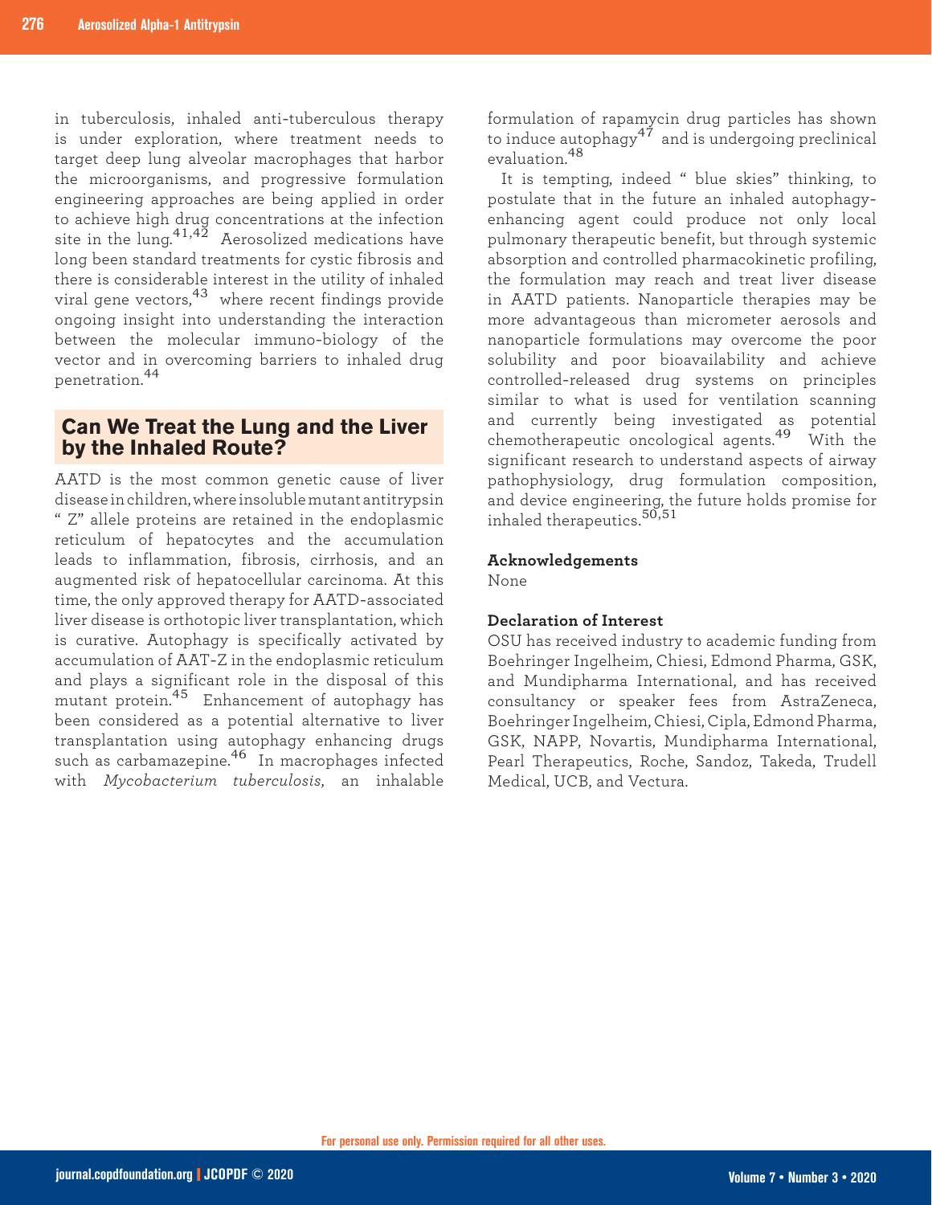in tuberculosis, inhaled anti-tuberculous therapy is under exploration, where treatment needs to target deep lung alveolar macrophages that harbor the microorganisms, and progressive formulation engineering approaches are being applied in order to achieve high drug concentrations at the infection site in the lung.[41,42] Aerosolized medications have long been standard treatments for cystic fibrosis and there is considerable interest in the utility of inhaled viral gene vectors,[43] where recent findings provide ongoing insight into understanding the interaction between the molecular immuno-biology of the vector and in overcoming barriers to inhaled drug penetration.[44]

## Can We Treat the Lung and the Liver by the Inhaled Route?

AATD is the most common genetic cause of liver disease in children, where insoluble mutant antitrypsin "Z" allele proteins are retained in the endoplasmic reticulum of hepatocytes and the accumulation leads to inflammation, fibrosis, cirrhosis, and an augmented risk of hepatocellular carcinoma. At this time, the only approved therapy for AATD-associated liver disease is orthotopic liver transplantation, which is curative. Autophagy is specifically activated by accumulation of AAT-Z in the endoplasmic reticulum and plays a significant role in the disposal of this mutant protein.[45] Enhancement of autophagy has been considered as a potential alternative to liver transplantation using autophagy enhancing drugs such as carbamazepine.[46] In macrophages infected with *Mycobacterium tuberculosis*, an inhalable formulation of rapamycin drug particles has shown to induce autophagy[47] and is undergoing preclinical evaluation.[48]

It is tempting, indeed "blue skies" thinking, to postulate that in the future an inhaled autophagy-enhancing agent could produce not only local pulmonary therapeutic benefit, but through systemic absorption and controlled pharmacokinetic profiling, the formulation may reach and treat liver disease in AATD patients. Nanoparticle therapies may be more advantageous than micrometer aerosols and nanoparticle formulations may overcome the poor solubility and poor bioavailability and achieve controlled-released drug systems on principles similar to what is used for ventilation scanning and currently being investigated as potential chemotherapeutic oncological agents.[49] With the significant research to understand aspects of airway pathophysiology, drug formulation composition, and device engineering, the future holds promise for inhaled therapeutics.[50,51]

**Acknowledgements**

None

**Declaration of Interest**

OSU has received industry to academic funding from Boehringer Ingelheim, Chiesi, Edmond Pharma, GSK, and Mundipharma International, and has received consultancy or speaker fees from AstraZeneca, Boehringer Ingelheim, Chiesi, Cipla, Edmond Pharma, GSK, NAPP, Novartis, Mundipharma International, Pearl Therapeutics, Roche, Sandoz, Takeda, Trudell Medical, UCB, and Vectura.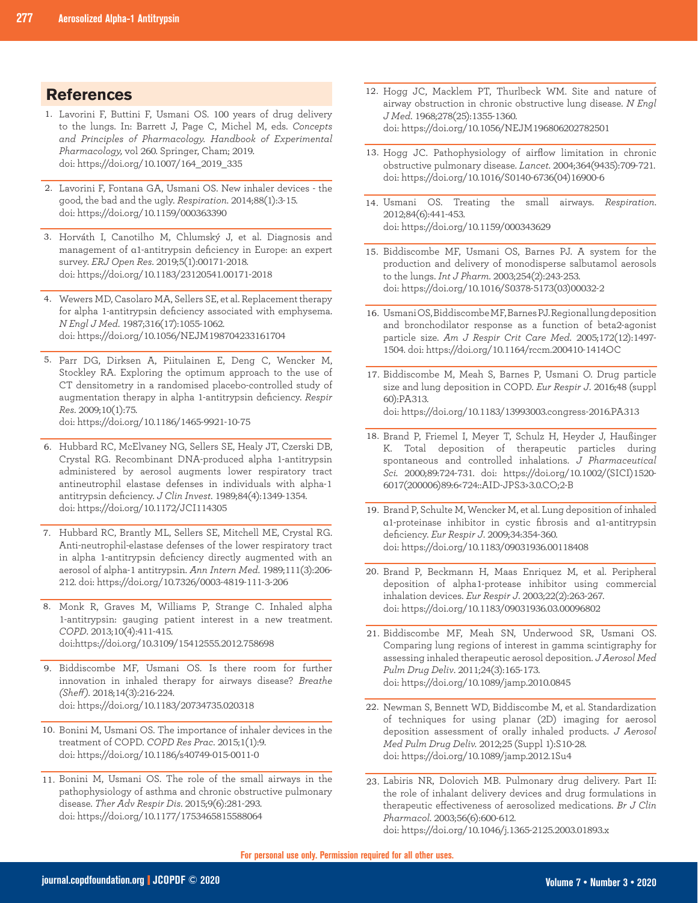## References

1. Lavorini F, Buttini F, Usmani OS. 100 years of drug delivery to the lungs. In: Barrett J, Page C, Michel M, eds. *Concepts and Principles of Pharmacology. Handbook of Experimental Pharmacology,* vol 260. Springer, Cham; 2019. doi: https://doi.org/10.1007/164_2019_335

2. Lavorini F, Fontana GA, Usmani OS. New inhaler devices - the good, the bad and the ugly. *Respiration*. 2014;88(1):3-15. doi: https://doi.org/10.1159/000363390

3. Horváth I, Canotilho M, Chlumský J, et al. Diagnosis and management of α1-antitrypsin deficiency in Europe: an expert survey. *ERJ Open Res*. 2019;5(1):00171-2018. doi: https://doi.org/10.1183/23120541.00171-2018

4. Wewers MD, Casolaro MA, Sellers SE, et al. Replacement therapy for alpha 1-antitrypsin deficiency associated with emphysema. *N Engl J Med*. 1987;316(17):1055-1062. doi: https://doi.org/10.1056/NEJM198704233161704

5. Parr DG, Dirksen A, Piitulainen E, Deng C, Wencker M, Stockley RA. Exploring the optimum approach to the use of CT densitometry in a randomised placebo-controlled study of augmentation therapy in alpha 1-antitrypsin deficiency. *Respir Res*. 2009;10(1):75. doi: https://doi.org/10.1186/1465-9921-10-75

6. Hubbard RC, McElvaney NG, Sellers SE, Healy JT, Czerski DB, Crystal RG. Recombinant DNA-produced alpha 1-antitrypsin administered by aerosol augments lower respiratory tract antineutrophil elastase defenses in individuals with alpha-1 antitrypsin deficiency. *J Clin Invest*. 1989;84(4):1349-1354. doi: https://doi.org/10.1172/JCI114305

7. Hubbard RC, Brantly ML, Sellers SE, Mitchell ME, Crystal RG. Anti-neutrophil-elastase defenses of the lower respiratory tract in alpha 1-antitrypsin deficiency directly augmented with an aerosol of alpha-1 antitrypsin. *Ann Intern Med*. 1989;111(3):206-212. doi: https://doi.org/10.7326/0003-4819-111-3-206

8. Monk R, Graves M, Williams P, Strange C. Inhaled alpha 1-antitrypsin: gauging patient interest in a new treatment. *COPD*. 2013;10(4):411-415. doi:https://doi.org/10.3109/15412555.2012.758698

9. Biddiscombe MF, Usmani OS. Is there room for further innovation in inhaled therapy for airways disease? *Breathe (Sheff)*. 2018;14(3):216-224. doi: https://doi.org/10.1183/20734735.020318

10. Bonini M, Usmani OS. The importance of inhaler devices in the treatment of COPD. *COPD Res Prac*. 2015;1(1):9. doi: https://doi.org/10.1186/s40749-015-0011-0

11. Bonini M, Usmani OS. The role of the small airways in the pathophysiology of asthma and chronic obstructive pulmonary disease. *Ther Adv Respir Dis*. 2015;9(6):281-293. doi: https://doi.org/10.1177/1753465815588064

12. Hogg JC, Macklem PT, Thurlbeck WM. Site and nature of airway obstruction in chronic obstructive lung disease. *N Engl J Med*. 1968;278(25):1355-1360. doi: https://doi.org/10.1056/NEJM196806202782501

13. Hogg JC. Pathophysiology of airflow limitation in chronic obstructive pulmonary disease. *Lancet*. 2004;364(9435):709-721. doi: https://doi.org/10.1016/S0140-6736(04)16900-6

14. Usmani OS. Treating the small airways. *Respiration*. 2012;84(6):441-453. doi: https://doi.org/10.1159/000343629

15. Biddiscombe MF, Usmani OS, Barnes PJ. A system for the production and delivery of monodisperse salbutamol aerosols to the lungs. *Int J Pharm*. 2003;254(2):243-253. doi: https://doi.org/10.1016/S0378-5173(03)00032-2

16. Usmani OS, Biddiscombe MF, Barnes PJ. Regional lung deposition and bronchodilator response as a function of beta2-agonist particle size. *Am J Respir Crit Care Med*. 2005;172(12):1497-1504. doi: https://doi.org/10.1164/rccm.200410-1414OC

17. Biddiscombe M, Meah S, Barnes P, Usmani O. Drug particle size and lung deposition in COPD. *Eur Respir J*. 2016;48 (suppl 60):PA313. doi: https://doi.org/10.1183/13993003.congress-2016.PA313

18. Brand P, Friemel I, Meyer T, Schulz H, Heyder J, Haußinger K. Total deposition of therapeutic particles during spontaneous and controlled inhalations. *J Pharmaceutical Sci*. 2000;89:724-731. doi: https://doi.org/10.1002/(SICI)1520-6017(200006)89:6<724::AID-JPS3>3.0.CO;2-B

19. Brand P, Schulte M, Wencker M, et al. Lung deposition of inhaled α1-proteinase inhibitor in cystic fibrosis and α1-antitrypsin deficiency. *Eur Respir J*. 2009;34:354-360. doi: https://doi.org/10.1183/09031936.00118408

20. Brand P, Beckmann H, Maas Enriquez M, et al. Peripheral deposition of alpha1-protease inhibitor using commercial inhalation devices. *Eur Respir J*. 2003;22(2):263-267. doi: https://doi.org/10.1183/09031936.03.00096802

21. Biddiscombe MF, Meah SN, Underwood SR, Usmani OS. Comparing lung regions of interest in gamma scintigraphy for assessing inhaled therapeutic aerosol deposition. *J Aerosol Med Pulm Drug Deliv*. 2011;24(3):165-173. doi: https://doi.org/10.1089/jamp.2010.0845

22. Newman S, Bennett WD, Biddiscombe M, et al. Standardization of techniques for using planar (2D) imaging for aerosol deposition assessment of orally inhaled products. *J Aerosol Med Pulm Drug Deliv*. 2012;25 (Suppl 1):S10-28. doi: https://doi.org/10.1089/jamp.2012.1Su4

23. Labiris NR, Dolovich MB. Pulmonary drug delivery. Part II: the role of inhalant delivery devices and drug formulations in therapeutic effectiveness of aerosolized medications. *Br J Clin Pharmacol*. 2003;56(6):600-612. doi: https://doi.org/10.1046/j.1365-2125.2003.01893.x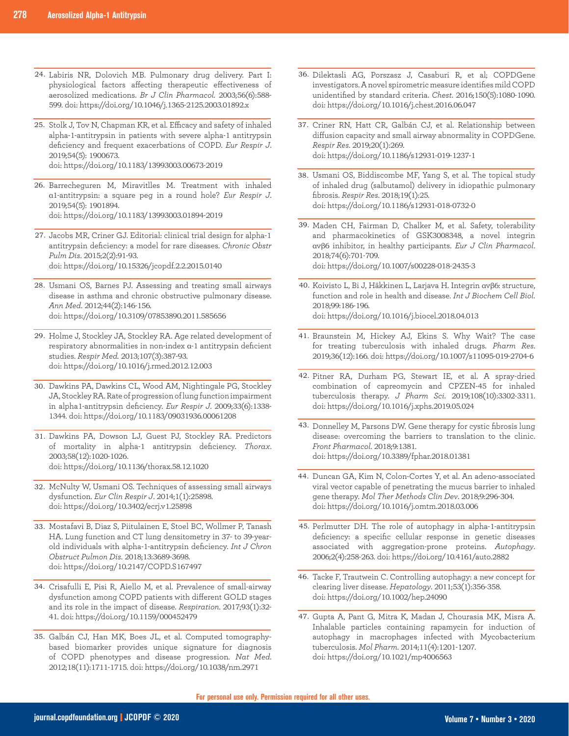24. Labiris NR, Dolovich MB. Pulmonary drug delivery. Part I: physiological factors affecting therapeutic effectiveness of aerosolized medications. *Br J Clin Pharmacol.* 2003;56(6):588-599. doi: https://doi.org/10.1046/j.1365-2125.2003.01892.x

25. Stolk J, Tov N, Chapman KR, et al. Efficacy and safety of inhaled alpha-1-antitrypsin in patients with severe alpha-1 antitrypsin deficiency and frequent exacerbations of COPD. *Eur Respir J.* 2019;54(5): 1900673. doi: https://doi.org/10.1183/13993003.00673-2019

26. Barrecheguren M, Miravitlles M. Treatment with inhaled α1-antitrypsin: a square peg in a round hole? *Eur Respir J.* 2019;54(5): 1901894. doi: https://doi.org/10.1183/13993003.01894-2019

27. Jacobs MR, Criner GJ. Editorial: clinical trial design for alpha-1 antitrypsin deficiency: a model for rare diseases. *Chronic Obstr Pulm Dis.* 2015;2(2):91-93. doi: https://doi.org/10.15326/jcopdf.2.2.2015.0140

28. Usmani OS, Barnes PJ. Assessing and treating small airways disease in asthma and chronic obstructive pulmonary disease. *Ann Med.* 2012;44(2):146-156. doi: https://doi.org/10.3109/07853890.2011.585656

29. Holme J, Stockley JA, Stockley RA. Age related development of respiratory abnormalities in non-index α-1 antitrypsin deficient studies. *Respir Med.* 2013;107(3):387-93. doi: https://doi.org/10.1016/j.rmed.2012.12.003

30. Dawkins PA, Dawkins CL, Wood AM, Nightingale PG, Stockley JA, Stockley RA. Rate of progression of lung function impairment in alpha1-antitrypsin deficiency. *Eur Respir J.* 2009;33(6):1338-1344. doi: https://doi.org/10.1183/09031936.00061208

31. Dawkins PA, Dowson LJ, Guest PJ, Stockley RA. Predictors of mortality in alpha-1 antitrypsin deficiency. *Thorax.* 2003;58(12):1020-1026. doi: https://doi.org/10.1136/thorax.58.12.1020

32. McNulty W, Usmani OS. Techniques of assessing small airways dysfunction. *Eur Clin Respir J.* 2014;1(1):25898. doi: https://doi.org/10.3402/ecrj.v1.25898

33. Mostafavi B, Diaz S, Piitulainen E, Stoel BC, Wollmer P, Tanash HA. Lung function and CT lung densitometry in 37- to 39-year-old individuals with alpha-1-antitrypsin deficiency. *Int J Chron Obstruct Pulmon Dis.* 2018;13:3689-3698. doi: https://doi.org/10.2147/COPD.S167497

34. Crisafulli E, Pisi R, Aiello M, et al. Prevalence of small-airway dysfunction among COPD patients with different GOLD stages and its role in the impact of disease. *Respiration.* 2017;93(1):32-41. doi: https://doi.org/10.1159/000452479

35. Galbán CJ, Han MK, Boes JL, et al. Computed tomography-based biomarker provides unique signature for diagnosis of COPD phenotypes and disease progression. *Nat Med.* 2012;18(11):1711-1715. doi: https://doi.org/10.1038/nm.2971

36. Dilektasli AG, Porszasz J, Casaburi R, et al; COPDGene investigators. A novel spirometric measure identifies mild COPD unidentified by standard criteria. *Chest.* 2016;150(5):1080-1090. doi: https://doi.org/10.1016/j.chest.2016.06.047

37. Criner RN, Hatt CR, Galbán CJ, et al. Relationship between diffusion capacity and small airway abnormality in COPDGene. *Respir Res.* 2019;20(1):269. doi: https://doi.org/10.1186/s12931-019-1237-1

38. Usmani OS, Biddiscombe MF, Yang S, et al. The topical study of inhaled drug (salbutamol) delivery in idiopathic pulmonary fibrosis. *Respir Res.* 2018;19(1):25. doi: https://doi.org/10.1186/s12931-018-0732-0

39. Maden CH, Fairman D, Chalker M, et al. Safety, tolerability and pharmacokinetics of GSK3008348, a novel integrin αvβ6 inhibitor, in healthy participants. *Eur J Clin Pharmacol.* 2018;74(6):701-709. doi: https://doi.org/10.1007/s00228-018-2435-3

40. Koivisto L, Bi J, Häkkinen L, Larjava H. Integrin αvβ6: structure, function and role in health and disease. *Int J Biochem Cell Biol.* 2018;99:186-196. doi: https://doi.org/10.1016/j.biocel.2018.04.013

41. Braunstein M, Hickey AJ, Ekins S. Why Wait? The case for treating tuberculosis with inhaled drugs. *Pharm Res.* 2019;36(12):166. doi: https://doi.org/10.1007/s11095-019-2704-6

42. Pitner RA, Durham PG, Stewart IE, et al. A spray-dried combination of capreomycin and CPZEN-45 for inhaled tuberculosis therapy. *J Pharm Sci.* 2019;108(10):3302-3311. doi: https://doi.org/10.1016/j.xphs.2019.05.024

43. Donnelley M, Parsons DW. Gene therapy for cystic fibrosis lung disease: overcoming the barriers to translation to the clinic. *Front Pharmacol.* 2018;9:1381. doi: https://doi.org/10.3389/fphar.2018.01381

44. Duncan GA, Kim N, Colon-Cortes Y, et al. An adeno-associated viral vector capable of penetrating the mucus barrier to inhaled gene therapy. *Mol Ther Methods Clin Dev.* 2018;9:296-304. doi: https://doi.org/10.1016/j.omtm.2018.03.006

45. Perlmutter DH. The role of autophagy in alpha-1-antitrypsin deficiency: a specific cellular response in genetic diseases associated with aggregation-prone proteins. *Autophagy.* 2006;2(4):258-263. doi: https://doi.org/10.4161/auto.2882

46. Tacke F, Trautwein C. Controlling autophagy: a new concept for clearing liver disease. *Hepatology.* 2011;53(1):356-358. doi: https://doi.org/10.1002/hep.24090

47. Gupta A, Pant G, Mitra K, Madan J, Chourasia MK, Misra A. Inhalable particles containing rapamycin for induction of autophagy in macrophages infected with Mycobacterium tuberculosis. *Mol Pharm.* 2014;11(4):1201-1207. doi: https://doi.org/10.1021/mp4006563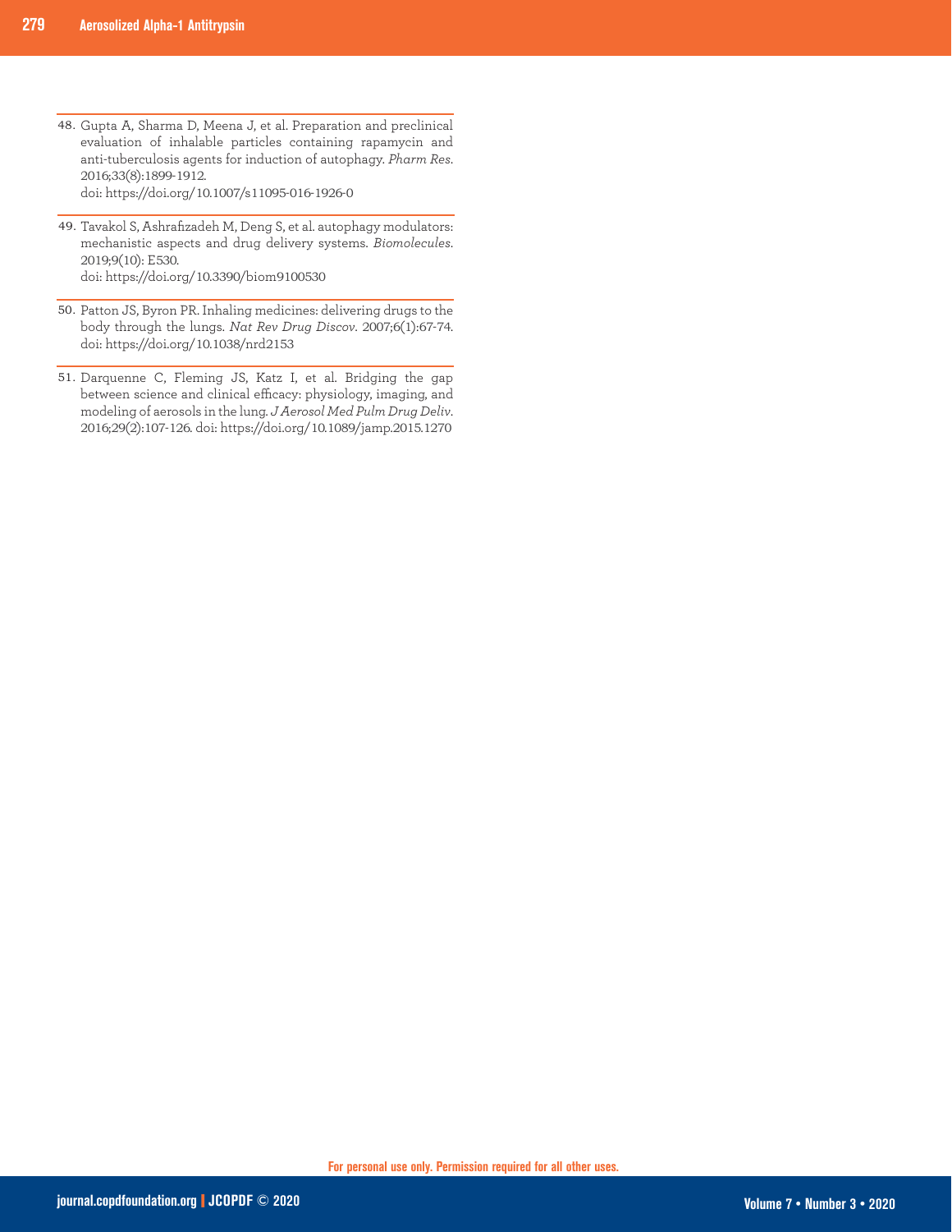48. Gupta A, Sharma D, Meena J, et al. Preparation and preclinical evaluation of inhalable particles containing rapamycin and anti-tuberculosis agents for induction of autophagy. *Pharm Res*. 2016;33(8):1899-1912. doi: https://doi.org/10.1007/s11095-016-1926-0

49. Tavakol S, Ashrafizadeh M, Deng S, et al. autophagy modulators: mechanistic aspects and drug delivery systems. *Biomolecules*. 2019;9(10): E530. doi: https://doi.org/10.3390/biom9100530

50. Patton JS, Byron PR. Inhaling medicines: delivering drugs to the body through the lungs. *Nat Rev Drug Discov*. 2007;6(1):67-74. doi: https://doi.org/10.1038/nrd2153

51. Darquenne C, Fleming JS, Katz I, et al. Bridging the gap between science and clinical efficacy: physiology, imaging, and modeling of aerosols in the lung. *J Aerosol Med Pulm Drug Deliv*. 2016;29(2):107-126. doi: https://doi.org/10.1089/jamp.2015.1270

For personal use only. Permission required for all other uses.